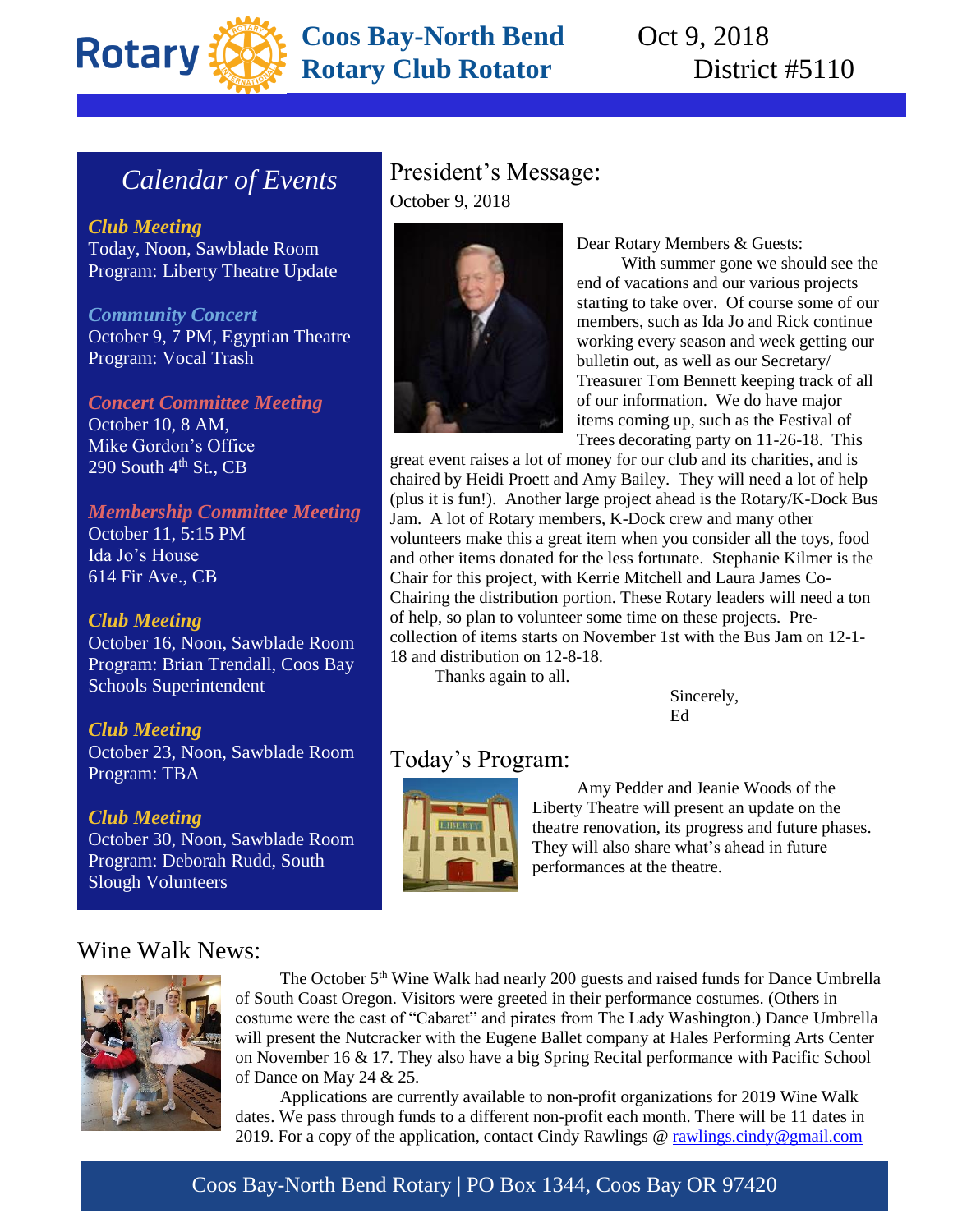# Coos Bay-North Bend Rotary Club Rotator

Oct 9, 2018
District #5110

## Calendar of Events

***Club Meeting***
Today, Noon, Sawblade Room
Program: Liberty Theatre Update

***Community Concert***
October 9, 7 PM, Egyptian Theatre
Program: Vocal Trash

***Concert Committee Meeting***
October 10, 8 AM,
Mike Gordon's Office
290 South 4th St., CB

***Membership Committee Meeting***
October 11, 5:15 PM
Ida Jo's House
614 Fir Ave., CB

***Club Meeting***
October 16, Noon, Sawblade Room
Program: Brian Trendall, Coos Bay Schools Superintendent

***Club Meeting***
October 23, Noon, Sawblade Room
Program: TBA

***Club Meeting***
October 30, Noon, Sawblade Room
Program: Deborah Rudd, South Slough Volunteers

## President's Message:

October 9, 2018

Dear Rotary Members & Guests:

With summer gone we should see the end of vacations and our various projects starting to take over. Of course some of our members, such as Ida Jo and Rick continue working every season and week getting our bulletin out, as well as our Secretary/ Treasurer Tom Bennett keeping track of all of our information. We do have major items coming up, such as the Festival of Trees decorating party on 11-26-18. This great event raises a lot of money for our club and its charities, and is chaired by Heidi Proett and Amy Bailey. They will need a lot of help (plus it is fun!). Another large project ahead is the Rotary/K-Dock Bus Jam. A lot of Rotary members, K-Dock crew and many other volunteers make this a great item when you consider all the toys, food and other items donated for the less fortunate. Stephanie Kilmer is the Chair for this project, with Kerrie Mitchell and Laura James Co-Chairing the distribution portion. These Rotary leaders will need a ton of help, so plan to volunteer some time on these projects. Pre-collection of items starts on November 1st with the Bus Jam on 12-1-18 and distribution on 12-8-18.

Thanks again to all.

Sincerely,
Ed

## Today's Program:

Amy Pedder and Jeanie Woods of the Liberty Theatre will present an update on the theatre renovation, its progress and future phases. They will also share what's ahead in future performances at the theatre.

## Wine Walk News:

The October 5th Wine Walk had nearly 200 guests and raised funds for Dance Umbrella of South Coast Oregon. Visitors were greeted in their performance costumes. (Others in costume were the cast of "Cabaret" and pirates from The Lady Washington.) Dance Umbrella will present the Nutcracker with the Eugene Ballet company at Hales Performing Arts Center on November 16 & 17. They also have a big Spring Recital performance with Pacific School of Dance on May 24 & 25.

Applications are currently available to non-profit organizations for 2019 Wine Walk dates. We pass through funds to a different non-profit each month. There will be 11 dates in 2019. For a copy of the application, contact Cindy Rawlings @ rawlings.cindy@gmail.com

Coos Bay-North Bend Rotary | PO Box 1344, Coos Bay OR 97420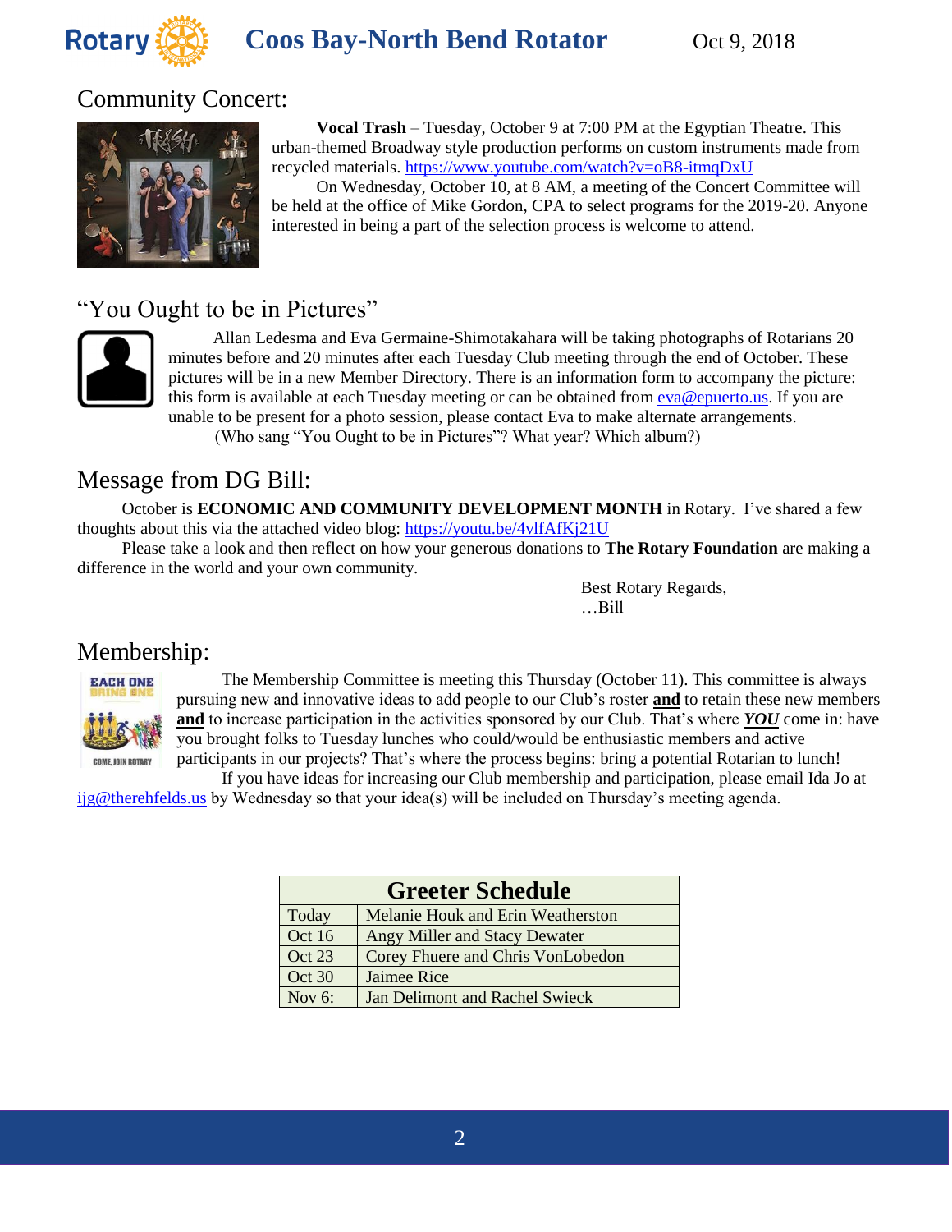## Community Concert:

**Vocal Trash** – Tuesday, October 9 at 7:00 PM at the Egyptian Theatre. This urban-themed Broadway style production performs on custom instruments made from recycled materials. https://www.youtube.com/watch?v=oB8-itmqDxU

On Wednesday, October 10, at 8 AM, a meeting of the Concert Committee will be held at the office of Mike Gordon, CPA to select programs for the 2019-20. Anyone interested in being a part of the selection process is welcome to attend.

## "You Ought to be in Pictures"

Allan Ledesma and Eva Germaine-Shimotakahara will be taking photographs of Rotarians 20 minutes before and 20 minutes after each Tuesday Club meeting through the end of October. These pictures will be in a new Member Directory. There is an information form to accompany the picture: this form is available at each Tuesday meeting or can be obtained from eva@epuerto.us. If you are unable to be present for a photo session, please contact Eva to make alternate arrangements.

(Who sang "You Ought to be in Pictures"? What year? Which album?)

## Message from DG Bill:

October is **ECONOMIC AND COMMUNITY DEVELOPMENT MONTH** in Rotary. I've shared a few thoughts about this via the attached video blog: https://youtu.be/4vlfAfKj21U

Please take a look and then reflect on how your generous donations to **The Rotary Foundation** are making a difference in the world and your own community.

Best Rotary Regards,
…Bill

## Membership:

The Membership Committee is meeting this Thursday (October 11). This committee is always pursuing new and innovative ideas to add people to our Club's roster **and** to retain these new members **and** to increase participation in the activities sponsored by our Club. That's where ***YOU*** come in: have you brought folks to Tuesday lunches who could/would be enthusiastic members and active participants in our projects? That's where the process begins: bring a potential Rotarian to lunch!

If you have ideas for increasing our Club membership and participation, please email Ida Jo at ijg@therehfelds.us by Wednesday so that your idea(s) will be included on Thursday's meeting agenda.

| Greeter Schedule | |
|---|---|
| Today | Melanie Houk and Erin Weatherston |
| Oct 16 | Angy Miller and Stacy Dewater |
| Oct 23 | Corey Fhuere and Chris VonLobedon |
| Oct 30 | Jaimee Rice |
| Nov 6: | Jan Delimont and Rachel Swieck |